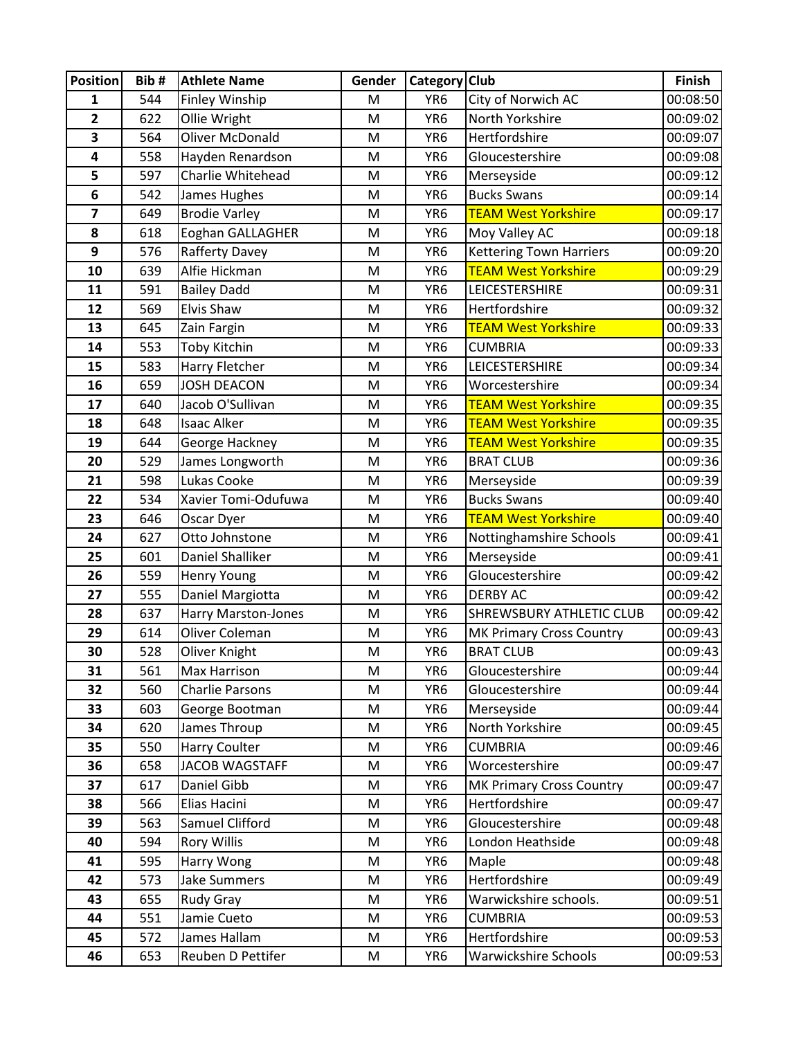| Position | Bib # | Athlete Name | Gender | Category | Club | Finish |
|---|---|---|---|---|---|---|
| 1 | 544 | Finley Winship | M | YR6 | City of Norwich AC | 00:08:50 |
| 2 | 622 | Ollie Wright | M | YR6 | North Yorkshire | 00:09:02 |
| 3 | 564 | Oliver McDonald | M | YR6 | Hertfordshire | 00:09:07 |
| 4 | 558 | Hayden Renardson | M | YR6 | Gloucestershire | 00:09:08 |
| 5 | 597 | Charlie Whitehead | M | YR6 | Merseyside | 00:09:12 |
| 6 | 542 | James Hughes | M | YR6 | Bucks Swans | 00:09:14 |
| 7 | 649 | Brodie Varley | M | YR6 | TEAM West Yorkshire | 00:09:17 |
| 8 | 618 | Eoghan GALLAGHER | M | YR6 | Moy Valley AC | 00:09:18 |
| 9 | 576 | Rafferty Davey | M | YR6 | Kettering Town Harriers | 00:09:20 |
| 10 | 639 | Alfie Hickman | M | YR6 | TEAM West Yorkshire | 00:09:29 |
| 11 | 591 | Bailey Dadd | M | YR6 | LEICESTERSHIRE | 00:09:31 |
| 12 | 569 | Elvis Shaw | M | YR6 | Hertfordshire | 00:09:32 |
| 13 | 645 | Zain Fargin | M | YR6 | TEAM West Yorkshire | 00:09:33 |
| 14 | 553 | Toby Kitchin | M | YR6 | CUMBRIA | 00:09:33 |
| 15 | 583 | Harry Fletcher | M | YR6 | LEICESTERSHIRE | 00:09:34 |
| 16 | 659 | JOSH DEACON | M | YR6 | Worcestershire | 00:09:34 |
| 17 | 640 | Jacob O'Sullivan | M | YR6 | TEAM West Yorkshire | 00:09:35 |
| 18 | 648 | Isaac Alker | M | YR6 | TEAM West Yorkshire | 00:09:35 |
| 19 | 644 | George Hackney | M | YR6 | TEAM West Yorkshire | 00:09:35 |
| 20 | 529 | James Longworth | M | YR6 | BRAT CLUB | 00:09:36 |
| 21 | 598 | Lukas Cooke | M | YR6 | Merseyside | 00:09:39 |
| 22 | 534 | Xavier Tomi-Odufuwa | M | YR6 | Bucks Swans | 00:09:40 |
| 23 | 646 | Oscar Dyer | M | YR6 | TEAM West Yorkshire | 00:09:40 |
| 24 | 627 | Otto Johnstone | M | YR6 | Nottinghamshire Schools | 00:09:41 |
| 25 | 601 | Daniel Shalliker | M | YR6 | Merseyside | 00:09:41 |
| 26 | 559 | Henry Young | M | YR6 | Gloucestershire | 00:09:42 |
| 27 | 555 | Daniel Margiotta | M | YR6 | DERBY AC | 00:09:42 |
| 28 | 637 | Harry Marston-Jones | M | YR6 | SHREWSBURY ATHLETIC CLUB | 00:09:42 |
| 29 | 614 | Oliver Coleman | M | YR6 | MK Primary Cross Country | 00:09:43 |
| 30 | 528 | Oliver Knight | M | YR6 | BRAT CLUB | 00:09:43 |
| 31 | 561 | Max Harrison | M | YR6 | Gloucestershire | 00:09:44 |
| 32 | 560 | Charlie Parsons | M | YR6 | Gloucestershire | 00:09:44 |
| 33 | 603 | George Bootman | M | YR6 | Merseyside | 00:09:44 |
| 34 | 620 | James Throup | M | YR6 | North Yorkshire | 00:09:45 |
| 35 | 550 | Harry Coulter | M | YR6 | CUMBRIA | 00:09:46 |
| 36 | 658 | JACOB WAGSTAFF | M | YR6 | Worcestershire | 00:09:47 |
| 37 | 617 | Daniel Gibb | M | YR6 | MK Primary Cross Country | 00:09:47 |
| 38 | 566 | Elias Hacini | M | YR6 | Hertfordshire | 00:09:47 |
| 39 | 563 | Samuel Clifford | M | YR6 | Gloucestershire | 00:09:48 |
| 40 | 594 | Rory Willis | M | YR6 | London Heathside | 00:09:48 |
| 41 | 595 | Harry Wong | M | YR6 | Maple | 00:09:48 |
| 42 | 573 | Jake Summers | M | YR6 | Hertfordshire | 00:09:49 |
| 43 | 655 | Rudy Gray | M | YR6 | Warwickshire schools. | 00:09:51 |
| 44 | 551 | Jamie Cueto | M | YR6 | CUMBRIA | 00:09:53 |
| 45 | 572 | James Hallam | M | YR6 | Hertfordshire | 00:09:53 |
| 46 | 653 | Reuben D Pettifer | M | YR6 | Warwickshire Schools | 00:09:53 |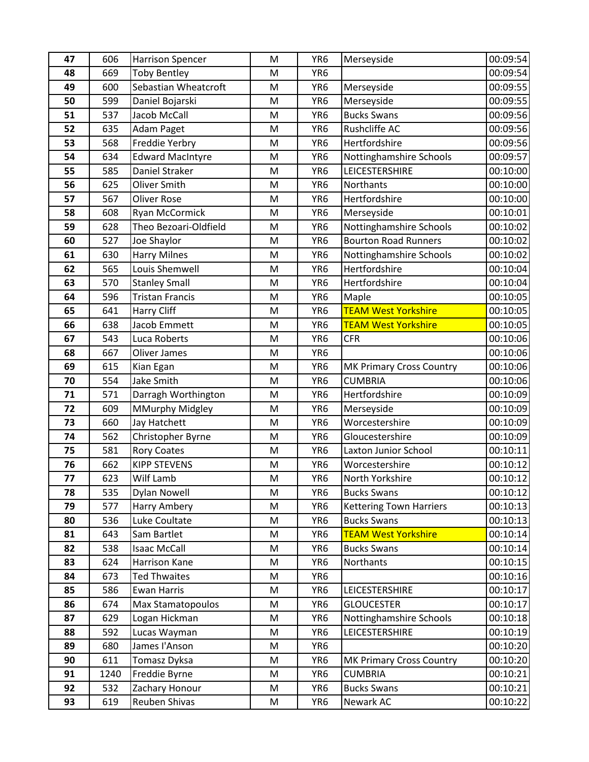| 47 | 606 | Harrison Spencer | M | YR6 | Merseyside | 00:09:54 |
|---|---|---|---|---|---|---|
| 48 | 669 | Toby Bentley | M | YR6 | | 00:09:54 |
| 49 | 600 | Sebastian Wheatcroft | M | YR6 | Merseyside | 00:09:55 |
| 50 | 599 | Daniel Bojarski | M | YR6 | Merseyside | 00:09:55 |
| 51 | 537 | Jacob McCall | M | YR6 | Bucks Swans | 00:09:56 |
| 52 | 635 | Adam Paget | M | YR6 | Rushcliffe AC | 00:09:56 |
| 53 | 568 | Freddie Yerbry | M | YR6 | Hertfordshire | 00:09:56 |
| 54 | 634 | Edward MacIntyre | M | YR6 | Nottinghamshire Schools | 00:09:57 |
| 55 | 585 | Daniel Straker | M | YR6 | LEICESTERSHIRE | 00:10:00 |
| 56 | 625 | Oliver Smith | M | YR6 | Northants | 00:10:00 |
| 57 | 567 | Oliver Rose | M | YR6 | Hertfordshire | 00:10:00 |
| 58 | 608 | Ryan McCormick | M | YR6 | Merseyside | 00:10:01 |
| 59 | 628 | Theo Bezoari-Oldfield | M | YR6 | Nottinghamshire Schools | 00:10:02 |
| 60 | 527 | Joe Shaylor | M | YR6 | Bourton Road Runners | 00:10:02 |
| 61 | 630 | Harry Milnes | M | YR6 | Nottinghamshire Schools | 00:10:02 |
| 62 | 565 | Louis Shemwell | M | YR6 | Hertfordshire | 00:10:04 |
| 63 | 570 | Stanley Small | M | YR6 | Hertfordshire | 00:10:04 |
| 64 | 596 | Tristan Francis | M | YR6 | Maple | 00:10:05 |
| 65 | 641 | Harry Cliff | M | YR6 | TEAM West Yorkshire | 00:10:05 |
| 66 | 638 | Jacob Emmett | M | YR6 | TEAM West Yorkshire | 00:10:05 |
| 67 | 543 | Luca Roberts | M | YR6 | CFR | 00:10:06 |
| 68 | 667 | Oliver James | M | YR6 | | 00:10:06 |
| 69 | 615 | Kian Egan | M | YR6 | MK Primary Cross Country | 00:10:06 |
| 70 | 554 | Jake Smith | M | YR6 | CUMBRIA | 00:10:06 |
| 71 | 571 | Darragh Worthington | M | YR6 | Hertfordshire | 00:10:09 |
| 72 | 609 | MMurphy Midgley | M | YR6 | Merseyside | 00:10:09 |
| 73 | 660 | Jay Hatchett | M | YR6 | Worcestershire | 00:10:09 |
| 74 | 562 | Christopher Byrne | M | YR6 | Gloucestershire | 00:10:09 |
| 75 | 581 | Rory Coates | M | YR6 | Laxton Junior School | 00:10:11 |
| 76 | 662 | KIPP STEVENS | M | YR6 | Worcestershire | 00:10:12 |
| 77 | 623 | Wilf Lamb | M | YR6 | North Yorkshire | 00:10:12 |
| 78 | 535 | Dylan Nowell | M | YR6 | Bucks Swans | 00:10:12 |
| 79 | 577 | Harry Ambery | M | YR6 | Kettering Town Harriers | 00:10:13 |
| 80 | 536 | Luke Coultate | M | YR6 | Bucks Swans | 00:10:13 |
| 81 | 643 | Sam Bartlet | M | YR6 | TEAM West Yorkshire | 00:10:14 |
| 82 | 538 | Isaac McCall | M | YR6 | Bucks Swans | 00:10:14 |
| 83 | 624 | Harrison Kane | M | YR6 | Northants | 00:10:15 |
| 84 | 673 | Ted Thwaites | M | YR6 | | 00:10:16 |
| 85 | 586 | Ewan Harris | M | YR6 | LEICESTERSHIRE | 00:10:17 |
| 86 | 674 | Max Stamatopoulos | M | YR6 | GLOUCESTER | 00:10:17 |
| 87 | 629 | Logan Hickman | M | YR6 | Nottinghamshire Schools | 00:10:18 |
| 88 | 592 | Lucas Wayman | M | YR6 | LEICESTERSHIRE | 00:10:19 |
| 89 | 680 | James I'Anson | M | YR6 | | 00:10:20 |
| 90 | 611 | Tomasz Dyksa | M | YR6 | MK Primary Cross Country | 00:10:20 |
| 91 | 1240 | Freddie Byrne | M | YR6 | CUMBRIA | 00:10:21 |
| 92 | 532 | Zachary Honour | M | YR6 | Bucks Swans | 00:10:21 |
| 93 | 619 | Reuben Shivas | M | YR6 | Newark AC | 00:10:22 |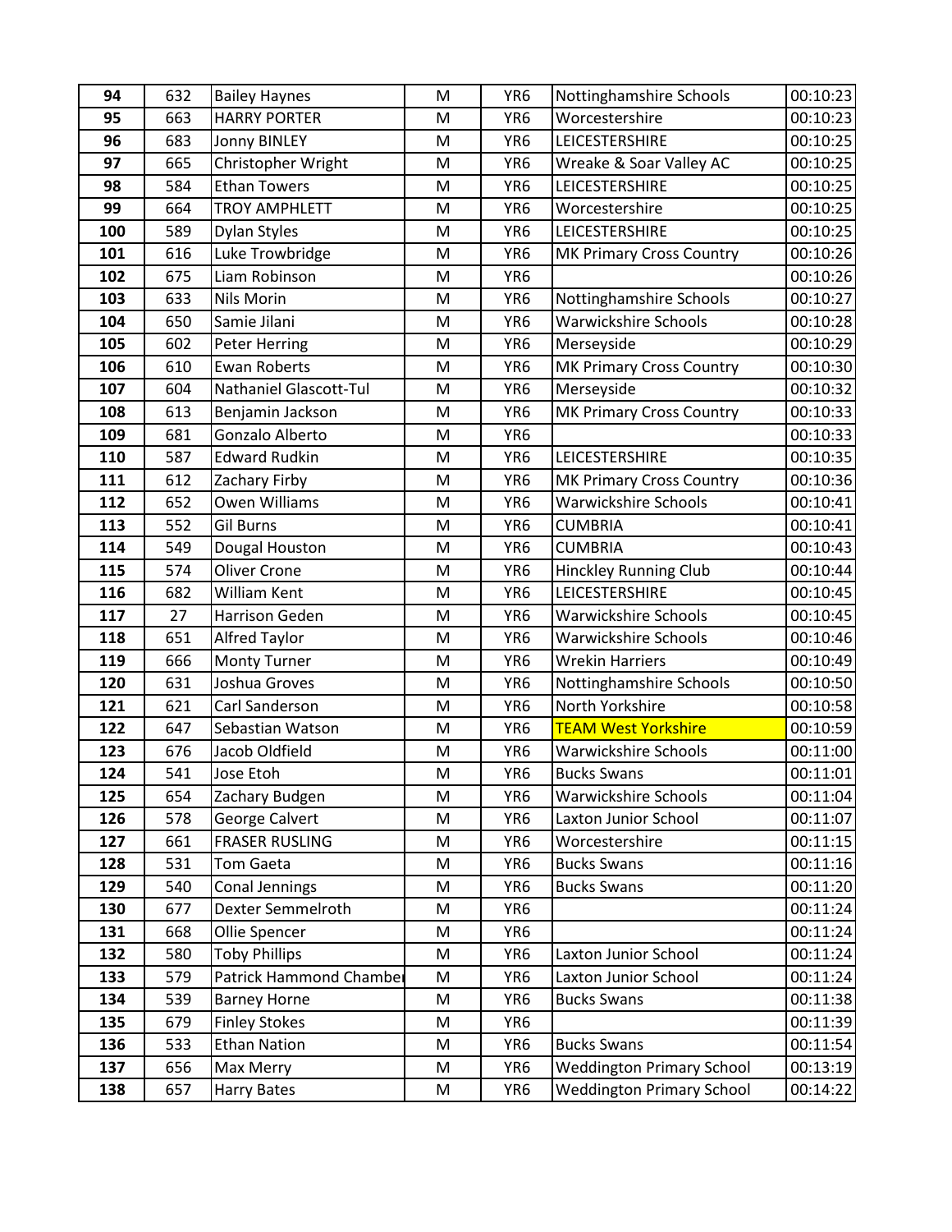| | | | | | | |
|---|---|---|---|---|---|---|
| 94 | 632 | Bailey Haynes | M | YR6 | Nottinghamshire Schools | 00:10:23 |
| 95 | 663 | HARRY PORTER | M | YR6 | Worcestershire | 00:10:23 |
| 96 | 683 | Jonny BINLEY | M | YR6 | LEICESTERSHIRE | 00:10:25 |
| 97 | 665 | Christopher Wright | M | YR6 | Wreake & Soar Valley AC | 00:10:25 |
| 98 | 584 | Ethan Towers | M | YR6 | LEICESTERSHIRE | 00:10:25 |
| 99 | 664 | TROY AMPHLETT | M | YR6 | Worcestershire | 00:10:25 |
| 100 | 589 | Dylan Styles | M | YR6 | LEICESTERSHIRE | 00:10:25 |
| 101 | 616 | Luke Trowbridge | M | YR6 | MK Primary Cross Country | 00:10:26 |
| 102 | 675 | Liam Robinson | M | YR6 | | 00:10:26 |
| 103 | 633 | Nils Morin | M | YR6 | Nottinghamshire Schools | 00:10:27 |
| 104 | 650 | Samie Jilani | M | YR6 | Warwickshire Schools | 00:10:28 |
| 105 | 602 | Peter Herring | M | YR6 | Merseyside | 00:10:29 |
| 106 | 610 | Ewan Roberts | M | YR6 | MK Primary Cross Country | 00:10:30 |
| 107 | 604 | Nathaniel Glascott-Tul | M | YR6 | Merseyside | 00:10:32 |
| 108 | 613 | Benjamin Jackson | M | YR6 | MK Primary Cross Country | 00:10:33 |
| 109 | 681 | Gonzalo Alberto | M | YR6 | | 00:10:33 |
| 110 | 587 | Edward Rudkin | M | YR6 | LEICESTERSHIRE | 00:10:35 |
| 111 | 612 | Zachary Firby | M | YR6 | MK Primary Cross Country | 00:10:36 |
| 112 | 652 | Owen Williams | M | YR6 | Warwickshire Schools | 00:10:41 |
| 113 | 552 | Gil Burns | M | YR6 | CUMBRIA | 00:10:41 |
| 114 | 549 | Dougal Houston | M | YR6 | CUMBRIA | 00:10:43 |
| 115 | 574 | Oliver Crone | M | YR6 | Hinckley Running Club | 00:10:44 |
| 116 | 682 | William Kent | M | YR6 | LEICESTERSHIRE | 00:10:45 |
| 117 | 27 | Harrison Geden | M | YR6 | Warwickshire Schools | 00:10:45 |
| 118 | 651 | Alfred Taylor | M | YR6 | Warwickshire Schools | 00:10:46 |
| 119 | 666 | Monty Turner | M | YR6 | Wrekin Harriers | 00:10:49 |
| 120 | 631 | Joshua Groves | M | YR6 | Nottinghamshire Schools | 00:10:50 |
| 121 | 621 | Carl Sanderson | M | YR6 | North Yorkshire | 00:10:58 |
| 122 | 647 | Sebastian Watson | M | YR6 | TEAM West Yorkshire | 00:10:59 |
| 123 | 676 | Jacob Oldfield | M | YR6 | Warwickshire Schools | 00:11:00 |
| 124 | 541 | Jose Etoh | M | YR6 | Bucks Swans | 00:11:01 |
| 125 | 654 | Zachary Budgen | M | YR6 | Warwickshire Schools | 00:11:04 |
| 126 | 578 | George Calvert | M | YR6 | Laxton Junior School | 00:11:07 |
| 127 | 661 | FRASER RUSLING | M | YR6 | Worcestershire | 00:11:15 |
| 128 | 531 | Tom Gaeta | M | YR6 | Bucks Swans | 00:11:16 |
| 129 | 540 | Conal Jennings | M | YR6 | Bucks Swans | 00:11:20 |
| 130 | 677 | Dexter Semmelroth | M | YR6 | | 00:11:24 |
| 131 | 668 | Ollie Spencer | M | YR6 | | 00:11:24 |
| 132 | 580 | Toby Phillips | M | YR6 | Laxton Junior School | 00:11:24 |
| 133 | 579 | Patrick Hammond Chamber | M | YR6 | Laxton Junior School | 00:11:24 |
| 134 | 539 | Barney Horne | M | YR6 | Bucks Swans | 00:11:38 |
| 135 | 679 | Finley Stokes | M | YR6 | | 00:11:39 |
| 136 | 533 | Ethan Nation | M | YR6 | Bucks Swans | 00:11:54 |
| 137 | 656 | Max Merry | M | YR6 | Weddington Primary School | 00:13:19 |
| 138 | 657 | Harry Bates | M | YR6 | Weddington Primary School | 00:14:22 |